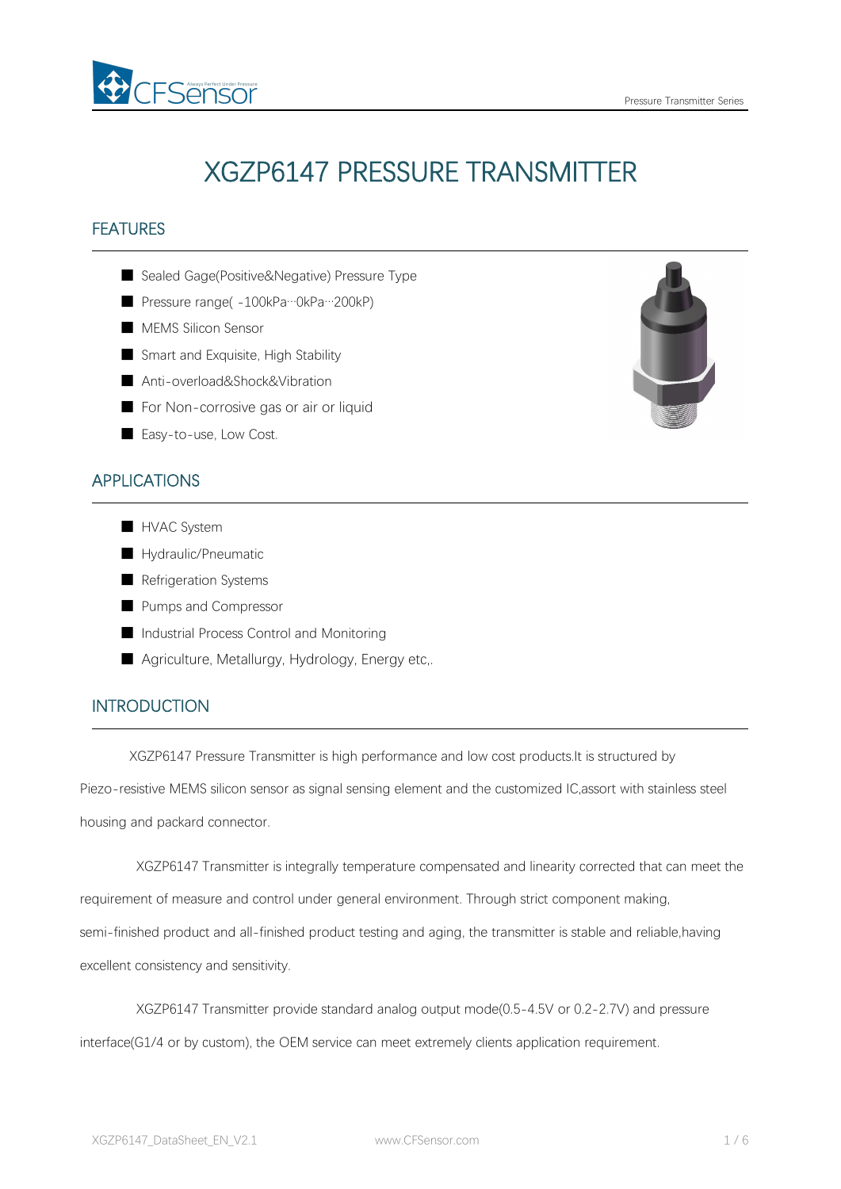# XGZP6147 PRESSURE TRANSMITTER

## FEATURES

- Sealed Gage(Positive&Negative) Pressure Type
- Pressure range( -100kPa···0kPa···200kP)
- MEMS Silicon Sensor
- Smart and Exquisite, High Stability
- Anti-overload&Shock&Vibration
- For Non-corrosive gas or air or liquid
- Easy-to-use, Low Cost.

## APPLICATIONS

- HVAC System
- Hydraulic/Pneumatic
- Refrigeration Systems
- Pumps and Compressor
- Industrial Process Control and Monitoring
- Agriculture, Metallurgy, Hydrology, Energy etc,.

## INTRODUCTION

XGZP6147 Pressure Transmitter is high performance and low cost products.It is structured by Piezo-resistive MEMS silicon sensor as signal sensing element and the customized IC,assort with stainless steel housing and packard connector.

XGZP6147 Transmitter is integrally temperature compensated and linearity corrected that can meet the requirement of measure and control under general environment. Through strict component making, semi-finished product and all-finished product testing and aging, the transmitter is stable and reliable,having excellent consistency and sensitivity.

XGZP6147 Transmitter provide standard analog output mode(0.5-4.5V or 0.2-2.7V) and pressure interface(G1/4 or by custom), the OEM service can meet extremely clients application requirement.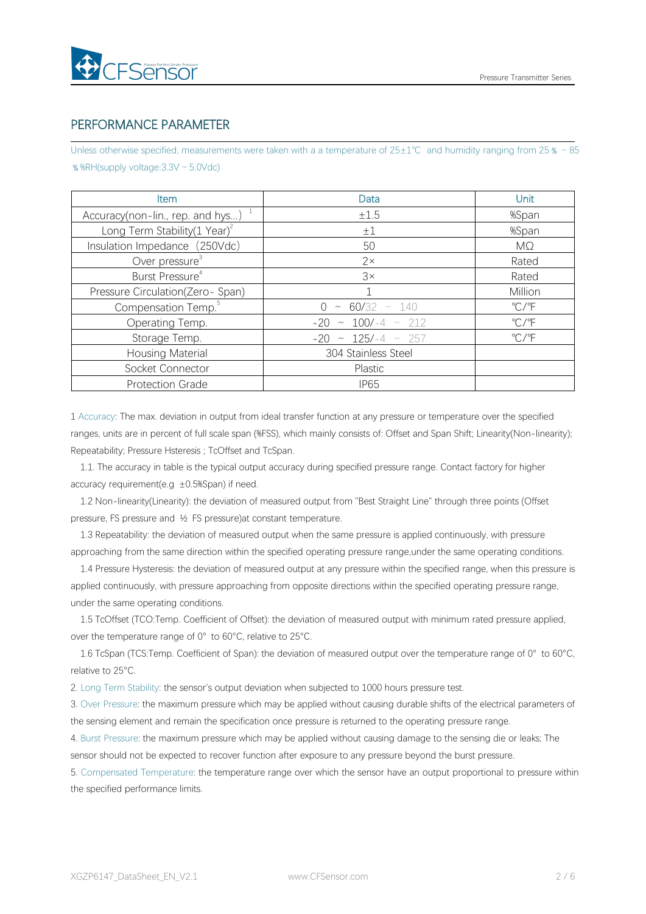## PERFORMANCE PARAMETER

Unless otherwise specified, measurements were taken with a a temperature of 25±1℃ and humidity ranging from 25％ ~ 85％%RH(supply voltage:3.3V ~ 5.0Vdc)

| Item | Data | Unit |
|---|---|---|
| Accuracy(non-lin., rep. and hys...) [1] | ±1.5 | %Span |
| Long Term Stability(1 Year)[2] | ±1 | %Span |
| Insulation Impedance（250Vdc) | 50 | MΩ |
| Over pressure[3] | 2× | Rated |
| Burst Pressure[4] | 3× | Rated |
| Pressure Circulation(Zero- Span) | 1 | Million |
| Compensation Temp.[5] | 0 ~ 60/32 ~ 140 | ℃/℉ |
| Operating Temp. | -20 ~ 100/-4 ~ 212 | ℃/℉ |
| Storage Temp. | -20 ~ 125/-4 ~ 257 | ℃/℉ |
| Housing Material | 304 Stainless Steel | |
| Socket Connector | Plastic | |
| Protection Grade | IP65 | |

1 Accuracy: The max. deviation in output from ideal transfer function at any pressure or temperature over the specified ranges, units are in percent of full scale span (%FSS), which mainly consists of: Offset and Span Shift; Linearity(Non-linearity); Repeatability; Pressure Hsteresis ; TcOffset and TcSpan.

1.1. The accuracy in table is the typical output accuracy during specified pressure range. Contact factory for higher accuracy requirement(e.g ±0.5%Span) if need.

1.2 Non-linearity(Linearity): the deviation of measured output from "Best Straight Line" through three points (Offset pressure, FS pressure and ½ FS pressure)at constant temperature.

1.3 Repeatability: the deviation of measured output when the same pressure is applied continuously, with pressure approaching from the same direction within the specified operating pressure range,under the same operating conditions.

1.4 Pressure Hysteresis: the deviation of measured output at any pressure within the specified range, when this pressure is applied continuously, with pressure approaching from opposite directions within the specified operating pressure range, under the same operating conditions.

1.5 TcOffset (TCO:Temp. Coefficient of Offset): the deviation of measured output with minimum rated pressure applied, over the temperature range of 0° to 60°C, relative to 25°C.

1.6 TcSpan (TCS:Temp. Coefficient of Span): the deviation of measured output over the temperature range of 0° to 60°C, relative to 25°C.

2. Long Term Stability: the sensor's output deviation when subjected to 1000 hours pressure test.

3. Over Pressure: the maximum pressure which may be applied without causing durable shifts of the electrical parameters of the sensing element and remain the specification once pressure is returned to the operating pressure range.

4. Burst Pressure: the maximum pressure which may be applied without causing damage to the sensing die or leaks; The sensor should not be expected to recover function after exposure to any pressure beyond the burst pressure.

5. Compensated Temperature: the temperature range over which the sensor have an output proportional to pressure within the specified performance limits.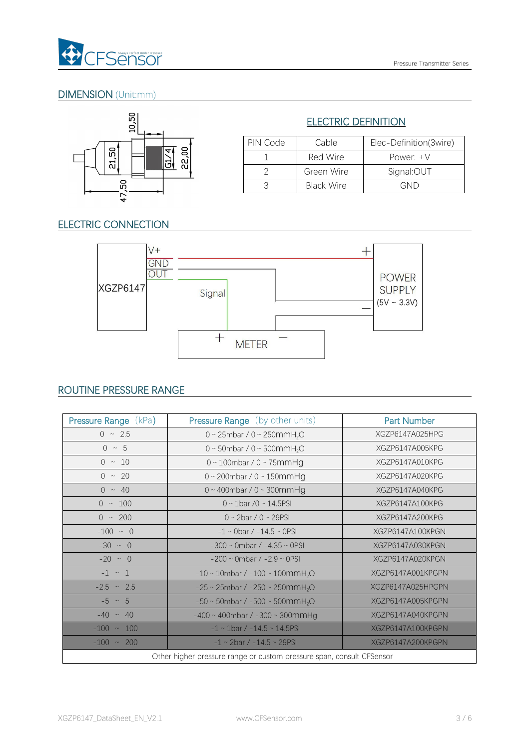## DIMENSION (Unit:mm)

### ELECTRIC DEFINITION

| PIN Code | Cable | Elec-Definition(3wire) |
|---|---|---|
| 1 | Red Wire | Power: +V |
| 2 | Green Wire | Signal:OUT |
| 3 | Black Wire | GND |

## ELECTRIC CONNECTION

## ROUTINE PRESSURE RANGE

| Pressure Range (kPa) | Pressure Range (by other units) | Part Number |
|---|---|---|
| 0 ~ 2.5 | 0 ~ 25mbar / 0 ~ 250mm$H_2O$ | XGZP6147A025HPG |
| 0 ~ 5 | 0 ~ 50mbar / 0 ~ 500mm$H_2O$ | XGZP6147A005KPG |
| 0 ~ 10 | 0 ~ 100mbar / 0 ~ 75mmHg | XGZP6147A010KPG |
| 0 ~ 20 | 0 ~ 200mbar / 0 ~ 150mmHg | XGZP6147A020KPG |
| 0 ~ 40 | 0 ~ 400mbar / 0 ~ 300mmHg | XGZP6147A040KPG |
| 0 ~ 100 | 0 ~ 1bar /0 ~ 14.5PSI | XGZP6147A100KPG |
| 0 ~ 200 | 0 ~ 2bar / 0 ~ 29PSI | XGZP6147A200KPG |
| -100 ~ 0 | -1 ~ 0bar / -14.5 ~ 0PSI | XGZP6147A100KPGN |
| -30 ~ 0 | -300 ~ 0mbar / -4.35 ~ 0PSI | XGZP6147A030KPGN |
| -20 ~ 0 | -200 ~ 0mbar / -2.9 ~ 0PSI | XGZP6147A020KPGN |
| -1 ~ 1 | -10 ~ 10mbar / -100 ~ 100mm$H_2O$ | XGZP6147A001KPGPN |
| -2.5 ~ 2.5 | -25 ~ 25mbar / -250 ~ 250mm$H_2O$ | XGZP6147A025HPGPN |
| -5 ~ 5 | -50 ~ 50mbar / -500 ~ 500mm$H_2O$ | XGZP6147A005KPGPN |
| -40 ~ 40 | -400 ~ 400mbar / -300 ~ 300mmHg | XGZP6147A040KPGPN |
| -100 ~ 100 | -1 ~ 1bar / -14.5 ~ 14.5PSI | XGZP6147A100KPGPN |
| -100 ~ 200 | -1 ~ 2bar / -14.5 ~ 29PSI | XGZP6147A200KPGPN |
| Other higher pressure range or custom pressure span, consult CFSensor | | |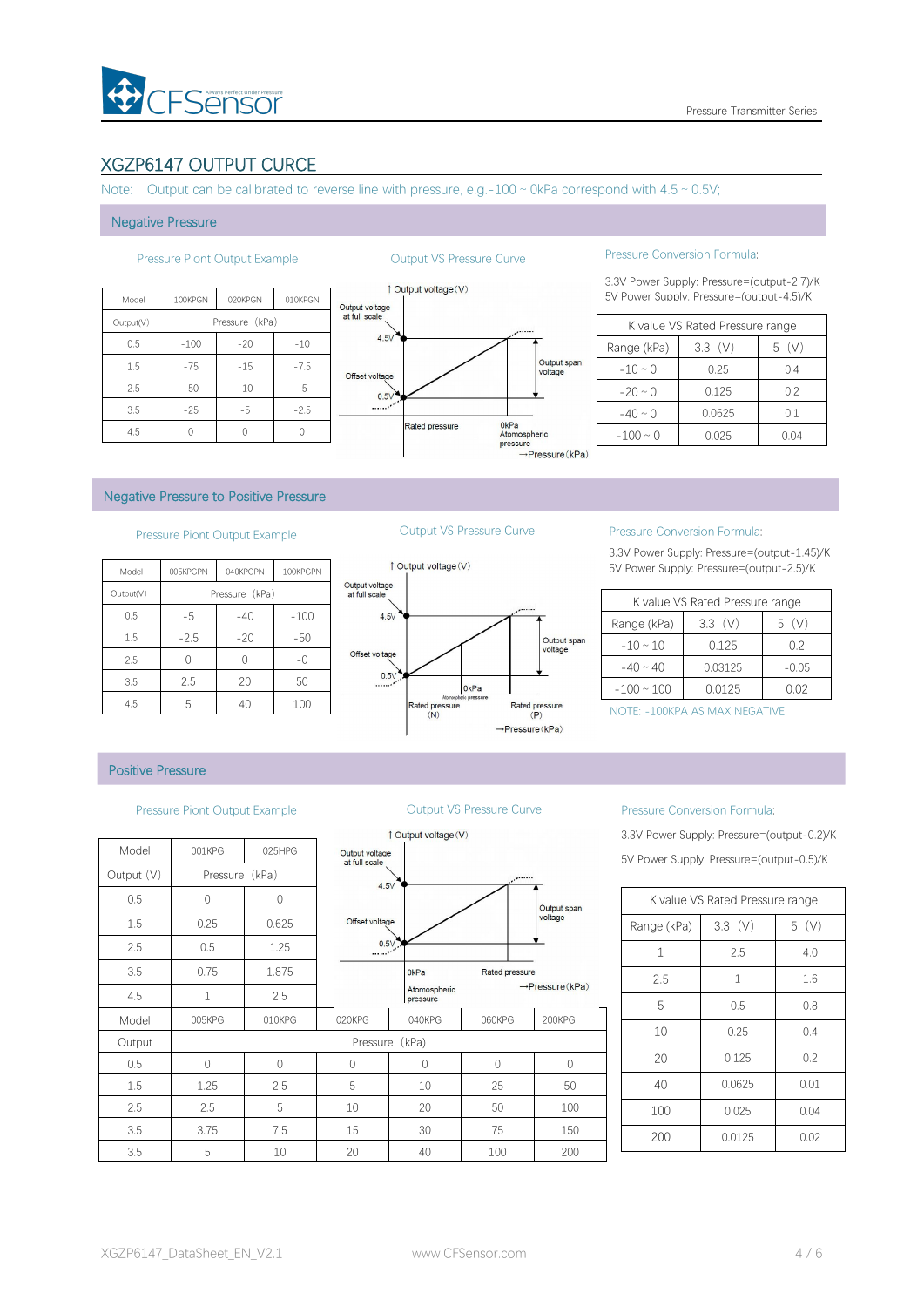## XGZP6147 OUTPUT CURCE

Note: Output can be calibrated to reverse line with pressure, e.g.-100 ~ 0kPa correspond with 4.5 ~ 0.5V;

### Negative Pressure

Pressure Piont Output Example

| Model | 100KPGN | 020KPGN | 010KPGN |
|---|---|---|---|
| Output(V) | Pressure (kPa) | | |
| 0.5 | -100 | -20 | -10 |
| 1.5 | -75 | -15 | -7.5 |
| 2.5 | -50 | -10 | -5 |
| 3.5 | -25 | -5 | -2.5 |
| 4.5 | 0 | 0 | 0 |

Output VS Pressure Curve

Output voltage(V); Output voltage at full scale; 4.5V; Offset voltage; 0.5V; Output span voltage; Rated pressure; 0kPa Atomospheric pressure; →Pressure(kPa)

Pressure Conversion Formula:

3.3V Power Supply: Pressure=(output-2.7)/K
5V Power Supply: Pressure=(output-4.5)/K

| K value VS Rated Pressure range | | |
|---|---|---|
| Range (kPa) | 3.3 (V) | 5 (V) |
| -10 ~ 0 | 0.25 | 0.4 |
| -20 ~ 0 | 0.125 | 0.2 |
| -40 ~ 0 | 0.0625 | 0.1 |
| -100 ~ 0 | 0.025 | 0.04 |

### Negative Pressure to Positive Pressure

Pressure Piont Output Example

| Model | 005KPGPN | 040KPGPN | 100KPGPN |
|---|---|---|---|
| Output(V) | Pressure (kPa) | | |
| 0.5 | -5 | -40 | -100 |
| 1.5 | -2.5 | -20 | -50 |
| 2.5 | 0 | 0 | -0 |
| 3.5 | 2.5 | 20 | 50 |
| 4.5 | 5 | 40 | 100 |

Output VS Pressure Curve

Output voltage(V); Output voltage at full scale; 4.5V; Offset voltage; 0.5V; Output span voltage; 0kPa Atmospheric pressure; Rated pressure (N); Rated pressure (P); →Pressure(kPa)

Pressure Conversion Formula:

3.3V Power Supply: Pressure=(output-1.45)/K
5V Power Supply: Pressure=(output-2.5)/K

| K value VS Rated Pressure range | | |
|---|---|---|
| Range (kPa) | 3.3 (V) | 5 (V) |
| -10 ~ 10 | 0.125 | 0.2 |
| -40 ~ 40 | 0.03125 | -0.05 |
| -100 ~ 100 | 0.0125 | 0.02 |

NOTE: -100KPA AS MAX NEGATIVE

### Positive Pressure

Pressure Piont Output Example

| Model | 001KPG | 025HPG |
|---|---|---|
| Output (V) | Pressure (kPa) | |
| 0.5 | 0 | 0 |
| 1.5 | 0.25 | 0.625 |
| 2.5 | 0.5 | 1.25 |
| 3.5 | 0.75 | 1.875 |
| 4.5 | 1 | 2.5 |

| Model | 005KPG | 010KPG | 020KPG | 040KPG | 060KPG | 200KPG |
|---|---|---|---|---|---|---|
| Output | Pressure (kPa) | | | | | |
| 0.5 | 0 | 0 | 0 | 0 | 0 | 0 |
| 1.5 | 1.25 | 2.5 | 5 | 10 | 25 | 50 |
| 2.5 | 2.5 | 5 | 10 | 20 | 50 | 100 |
| 3.5 | 3.75 | 7.5 | 15 | 30 | 75 | 150 |
| 3.5 | 5 | 10 | 20 | 40 | 100 | 200 |

Output VS Pressure Curve

Output voltage(V); Output voltage at full scale; 4.5V; Offset voltage; 0.5V; Output span voltage; 0kPa Atomospheric pressure; Rated pressure; →Pressure(kPa)

Pressure Conversion Formula:

3.3V Power Supply: Pressure=(output-0.2)/K

5V Power Supply: Pressure=(output-0.5)/K

| K value VS Rated Pressure range | | |
|---|---|---|
| Range (kPa) | 3.3 (V) | 5 (V) |
| 1 | 2.5 | 4.0 |
| 2.5 | 1 | 1.6 |
| 5 | 0.5 | 0.8 |
| 10 | 0.25 | 0.4 |
| 20 | 0.125 | 0.2 |
| 40 | 0.0625 | 0.01 |
| 100 | 0.025 | 0.04 |
| 200 | 0.0125 | 0.02 |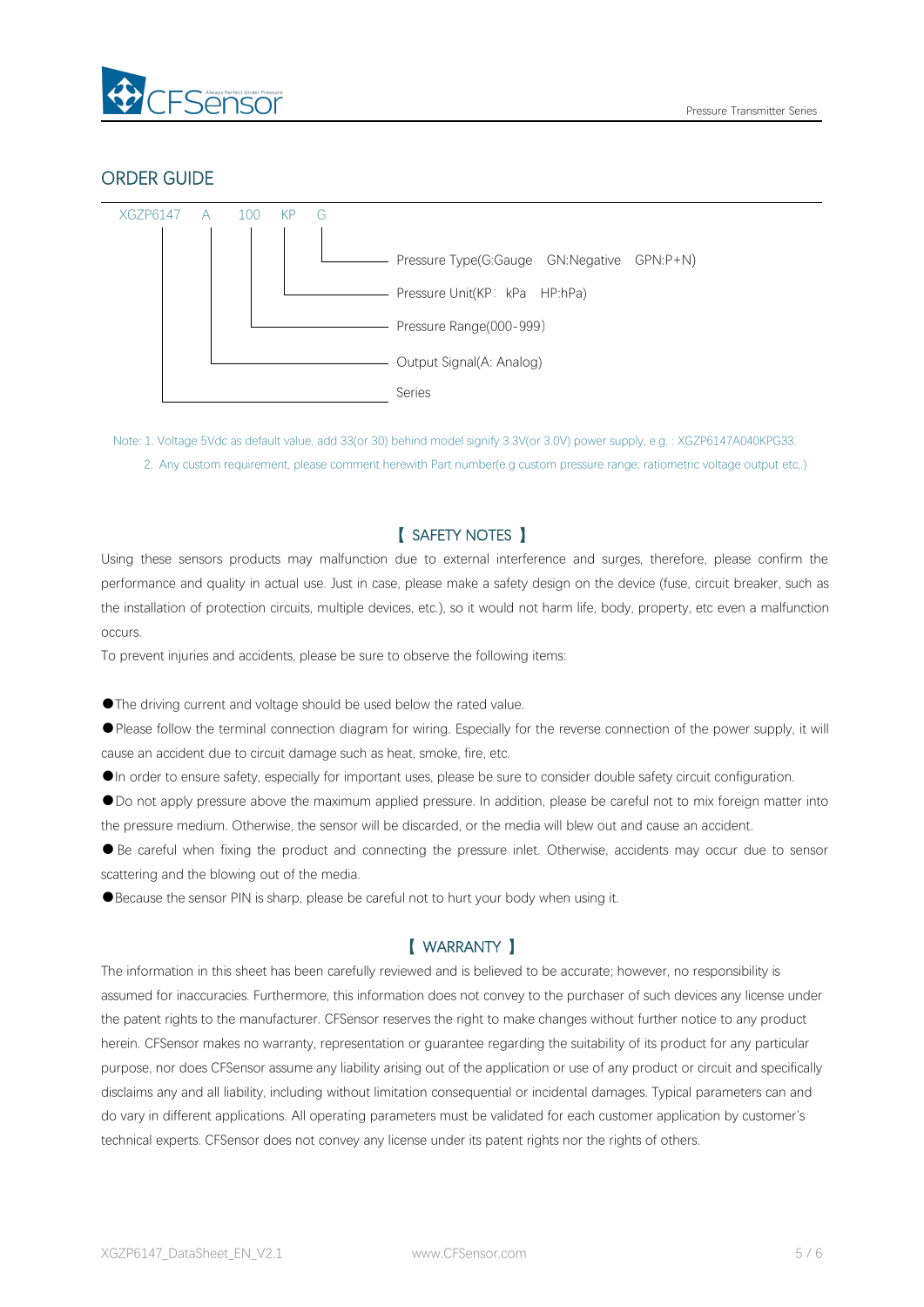## ORDER GUIDE

XGZP6147 A 100 KP G

- G — Pressure Type(G:Gauge GN:Negative GPN:P+N)
- KP — Pressure Unit(KP：kPa HP:hPa)
- 100 — Pressure Range(000-999)
- A — Output Signal(A: Analog)
- XGZP6147 — Series

Note: 1. Voltage 5Vdc as default value, add 33(or 30) behind model signify 3.3V(or 3.0V) power supply, e.g. : XGZP6147A040KPG33.

2. Any custom requirement, please comment herewith Part number(e.g custom pressure range; ratiometric voltage output etc,.)

## 【 SAFETY NOTES 】

Using these sensors products may malfunction due to external interference and surges, therefore, please confirm the performance and quality in actual use. Just in case, please make a safety design on the device (fuse, circuit breaker, such as the installation of protection circuits, multiple devices, etc.), so it would not harm life, body, property, etc even a malfunction occurs.

To prevent injuries and accidents, please be sure to observe the following items:

- The driving current and voltage should be used below the rated value.
- Please follow the terminal connection diagram for wiring. Especially for the reverse connection of the power supply, it will cause an accident due to circuit damage such as heat, smoke, fire, etc.
- In order to ensure safety, especially for important uses, please be sure to consider double safety circuit configuration.
- Do not apply pressure above the maximum applied pressure. In addition, please be careful not to mix foreign matter into the pressure medium. Otherwise, the sensor will be discarded, or the media will blew out and cause an accident.
- Be careful when fixing the product and connecting the pressure inlet. Otherwise, accidents may occur due to sensor scattering and the blowing out of the media.
- Because the sensor PIN is sharp, please be careful not to hurt your body when using it.

## 【 WARRANTY 】

The information in this sheet has been carefully reviewed and is believed to be accurate; however, no responsibility is assumed for inaccuracies. Furthermore, this information does not convey to the purchaser of such devices any license under the patent rights to the manufacturer. CFSensor reserves the right to make changes without further notice to any product herein. CFSensor makes no warranty, representation or guarantee regarding the suitability of its product for any particular purpose, nor does CFSensor assume any liability arising out of the application or use of any product or circuit and specifically disclaims any and all liability, including without limitation consequential or incidental damages. Typical parameters can and do vary in different applications. All operating parameters must be validated for each customer application by customer's technical experts. CFSensor does not convey any license under its patent rights nor the rights of others.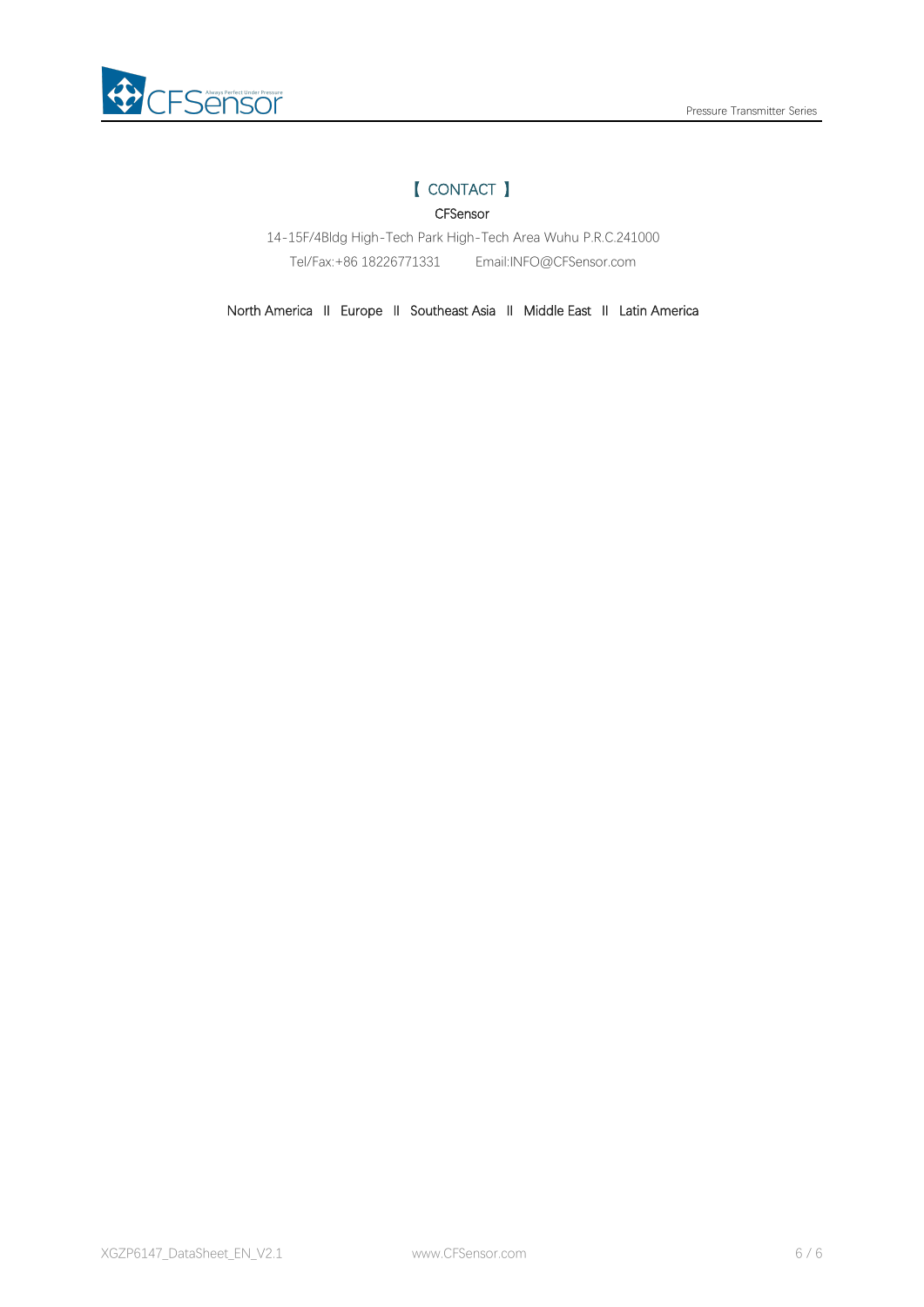## 【 CONTACT 】

CFSensor

14-15F/4Bldg High-Tech Park High-Tech Area Wuhu P.R.C.241000

Tel/Fax:+86 18226771331 Email:INFO@CFSensor.com

North America II Europe II Southeast Asia II Middle East II Latin America